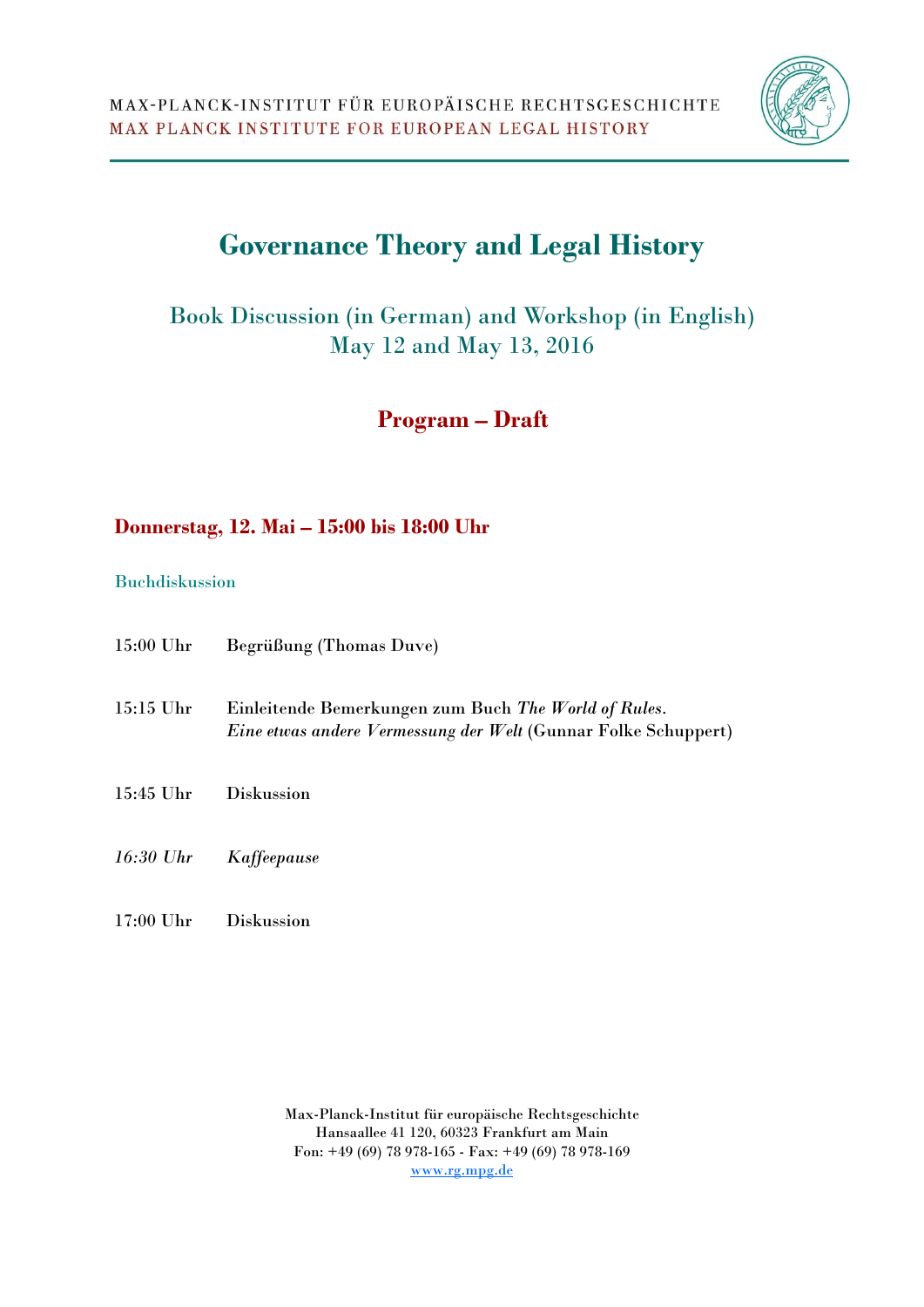MAX-PLANCK-INSTITUT FÜR EUROPÄISCHE RECHTSGESCHICHTE
MAX PLANCK INSTITUTE FOR EUROPEAN LEGAL HISTORY

# Governance Theory and Legal History

## Book Discussion (in German) and Workshop (in English)
## May 12 and May 13, 2016

## Program – Draft

### Donnerstag, 12. Mai – 15:00 bis 18:00 Uhr

Buchdiskussion

15:00 Uhr Begrüßung (Thomas Duve)

15:15 Uhr Einleitende Bemerkungen zum Buch *The World of Rules. Eine etwas andere Vermessung der Welt* (Gunnar Folke Schuppert)

15:45 Uhr Diskussion

*16:30 Uhr* *Kaffeepause*

17:00 Uhr Diskussion

Max-Planck-Institut für europäische Rechtsgeschichte
Hansaallee 41 120, 60323 Frankfurt am Main
Fon: +49 (69) 78 978-165 - Fax: +49 (69) 78 978-169
www.rg.mpg.de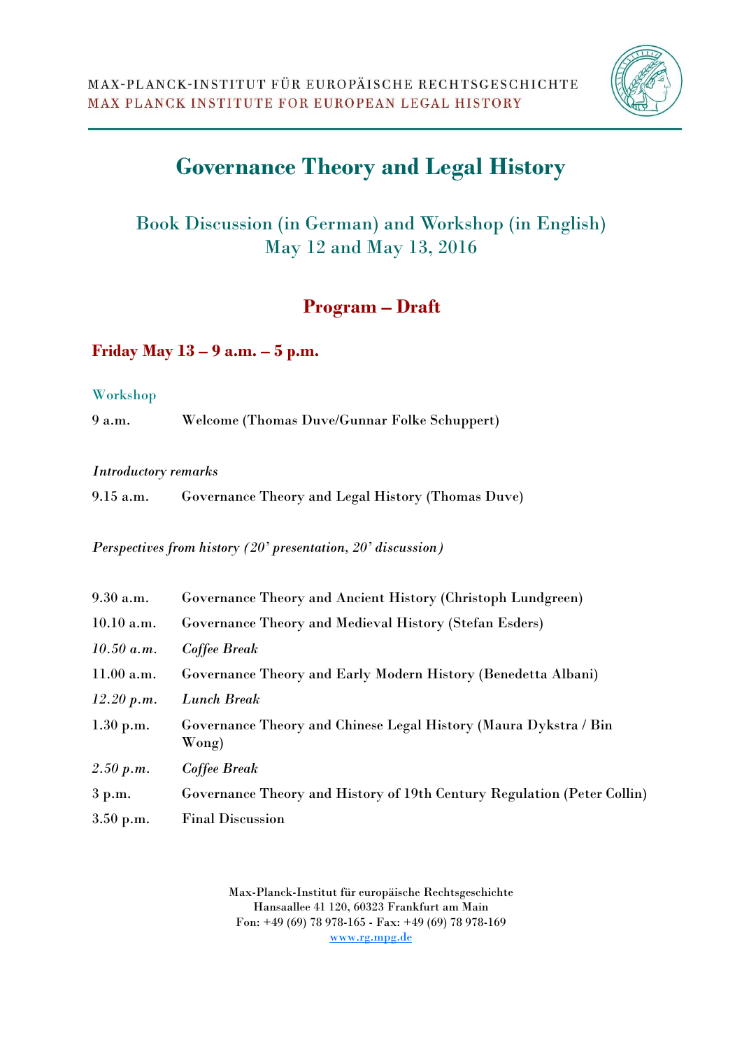MAX-PLANCK-INSTITUT FÜR EUROPÄISCHE RECHTSGESCHICHTE
MAX PLANCK INSTITUTE FOR EUROPEAN LEGAL HISTORY

# Governance Theory and Legal History

## Book Discussion (in German) and Workshop (in English)
## May 12 and May 13, 2016

## Program – Draft

### Friday May 13 – 9 a.m. – 5 p.m.

Workshop

9 a.m. Welcome (Thomas Duve/Gunnar Folke Schuppert)

*Introductory remarks*

9.15 a.m. Governance Theory and Legal History (Thomas Duve)

*Perspectives from history (20' presentation, 20' discussion)*

9.30 a.m. Governance Theory and Ancient History (Christoph Lundgreen)

10.10 a.m. Governance Theory and Medieval History (Stefan Esders)

*10.50 a.m.* *Coffee Break*

11.00 a.m. Governance Theory and Early Modern History (Benedetta Albani)

*12.20 p.m.* *Lunch Break*

1.30 p.m. Governance Theory and Chinese Legal History (Maura Dykstra / Bin Wong)

*2.50 p.m.* *Coffee Break*

3 p.m. Governance Theory and History of 19th Century Regulation (Peter Collin)

3.50 p.m. Final Discussion

Max-Planck-Institut für europäische Rechtsgeschichte
Hansaallee 41 120, 60323 Frankfurt am Main
Fon: +49 (69) 78 978-165 - Fax: +49 (69) 78 978-169
www.rg.mpg.de